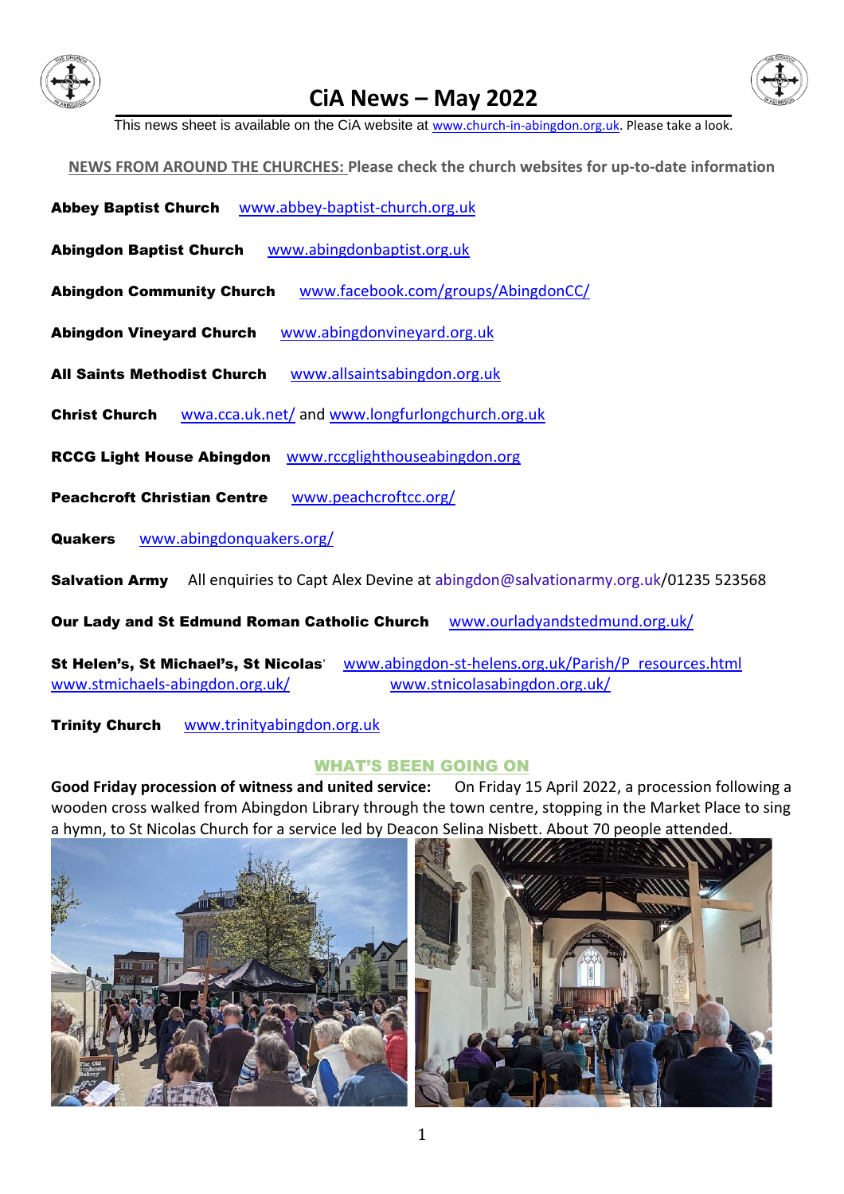# CiA News – May 2022

This news sheet is available on the CiA website at www.church-in-abingdon.org.uk. Please take a look.

**NEWS FROM AROUND THE CHURCHES: Please check the church websites for up-to-date information**

**Abbey Baptist Church** www.abbey-baptist-church.org.uk

**Abingdon Baptist Church** www.abingdonbaptist.org.uk

**Abingdon Community Church** www.facebook.com/groups/AbingdonCC/

**Abingdon Vineyard Church** www.abingdonvineyard.org.uk

**All Saints Methodist Church** www.allsaintsabingdon.org.uk

**Christ Church** wwa.cca.uk.net/ and www.longfurlongchurch.org.uk

**RCCG Light House Abingdon** www.rccglighthouseabingdon.org

**Peachcroft Christian Centre** www.peachcroftcc.org/

**Quakers** www.abingdonquakers.org/

**Salvation Army** All enquiries to Capt Alex Devine at abingdon@salvationarmy.org.uk/01235 523568

**Our Lady and St Edmund Roman Catholic Church** www.ourladyandstedmund.org.uk/

**St Helen's, St Michael's, St Nicolas'** www.abingdon-st-helens.org.uk/Parish/P_resources.html www.stmichaels-abingdon.org.uk/ www.stnicolasabingdon.org.uk/

**Trinity Church** www.trinityabingdon.org.uk

## WHAT'S BEEN GOING ON

**Good Friday procession of witness and united service:** On Friday 15 April 2022, a procession following a wooden cross walked from Abingdon Library through the town centre, stopping in the Market Place to sing a hymn, to St Nicolas Church for a service led by Deacon Selina Nisbett. About 70 people attended.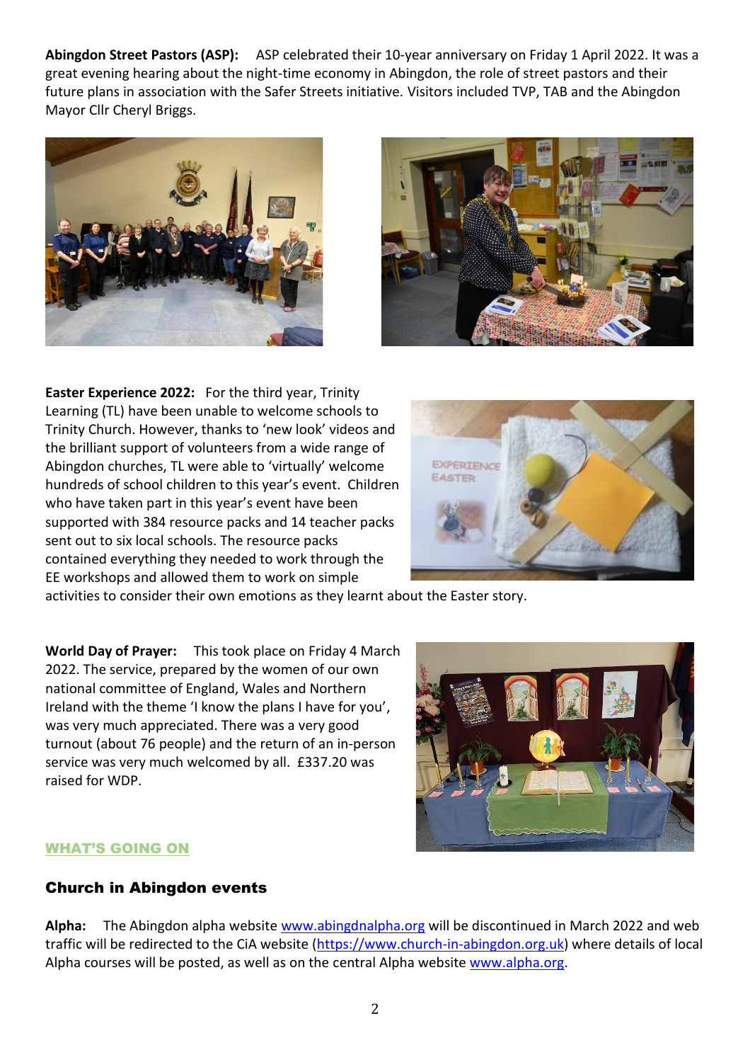**Abingdon Street Pastors (ASP):** ASP celebrated their 10-year anniversary on Friday 1 April 2022. It was a great evening hearing about the night-time economy in Abingdon, the role of street pastors and their future plans in association with the Safer Streets initiative. Visitors included TVP, TAB and the Abingdon Mayor Cllr Cheryl Briggs.

**Easter Experience 2022:** For the third year, Trinity Learning (TL) have been unable to welcome schools to Trinity Church. However, thanks to 'new look' videos and the brilliant support of volunteers from a wide range of Abingdon churches, TL were able to 'virtually' welcome hundreds of school children to this year's event. Children who have taken part in this year's event have been supported with 384 resource packs and 14 teacher packs sent out to six local schools. The resource packs contained everything they needed to work through the EE workshops and allowed them to work on simple activities to consider their own emotions as they learnt about the Easter story.

**World Day of Prayer:** This took place on Friday 4 March 2022. The service, prepared by the women of our own national committee of England, Wales and Northern Ireland with the theme 'I know the plans I have for you', was very much appreciated. There was a very good turnout (about 76 people) and the return of an in-person service was very much welcomed by all. £337.20 was raised for WDP.

## WHAT'S GOING ON

### Church in Abingdon events

**Alpha:** The Abingdon alpha website www.abingdnalpha.org will be discontinued in March 2022 and web traffic will be redirected to the CiA website (https://www.church-in-abingdon.org.uk) where details of local Alpha courses will be posted, as well as on the central Alpha website www.alpha.org.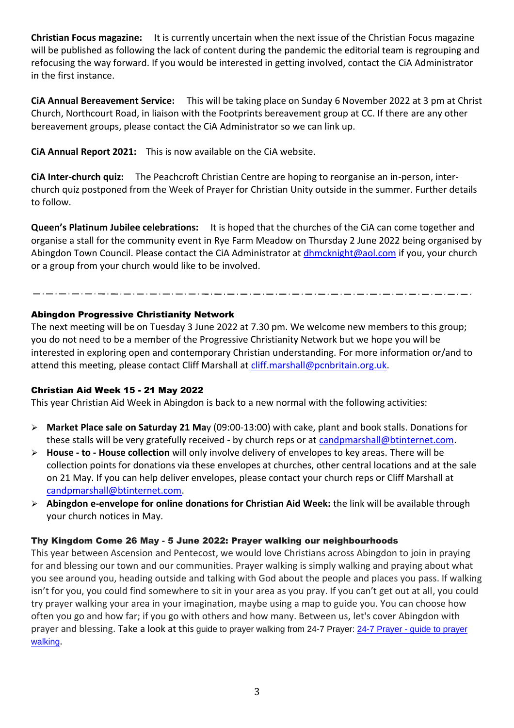**Christian Focus magazine:** It is currently uncertain when the next issue of the Christian Focus magazine will be published as following the lack of content during the pandemic the editorial team is regrouping and refocusing the way forward. If you would be interested in getting involved, contact the CiA Administrator in the first instance.

**CiA Annual Bereavement Service:** This will be taking place on Sunday 6 November 2022 at 3 pm at Christ Church, Northcourt Road, in liaison with the Footprints bereavement group at CC. If there are any other bereavement groups, please contact the CiA Administrator so we can link up.

**CiA Annual Report 2021:** This is now available on the CiA website.

**CiA Inter-church quiz:** The Peachcroft Christian Centre are hoping to reorganise an in-person, inter-church quiz postponed from the Week of Prayer for Christian Unity outside in the summer. Further details to follow.

**Queen's Platinum Jubilee celebrations:** It is hoped that the churches of the CiA can come together and organise a stall for the community event in Rye Farm Meadow on Thursday 2 June 2022 being organised by Abingdon Town Council. Please contact the CiA Administrator at dhmcknight@aol.com if you, your church or a group from your church would like to be involved.

---

### Abingdon Progressive Christianity Network

The next meeting will be on Tuesday 3 June 2022 at 7.30 pm. We welcome new members to this group; you do not need to be a member of the Progressive Christianity Network but we hope you will be interested in exploring open and contemporary Christian understanding. For more information or/and to attend this meeting, please contact Cliff Marshall at cliff.marshall@pcnbritain.org.uk.

### Christian Aid Week 15 - 21 May 2022

This year Christian Aid Week in Abingdon is back to a new normal with the following activities:

- **Market Place sale on Saturday 21 Ma**y (09:00-13:00) with cake, plant and book stalls. Donations for these stalls will be very gratefully received - by church reps or at candpmarshall@btinternet.com.
- **House - to - House collection** will only involve delivery of envelopes to key areas. There will be collection points for donations via these envelopes at churches, other central locations and at the sale on 21 May. If you can help deliver envelopes, please contact your church reps or Cliff Marshall at candpmarshall@btinternet.com.
- **Abingdon e-envelope for online donations for Christian Aid Week:** the link will be available through your church notices in May.

### Thy Kingdom Come 26 May - 5 June 2022: Prayer walking our neighbourhoods

This year between Ascension and Pentecost, we would love Christians across Abingdon to join in praying for and blessing our town and our communities. Prayer walking is simply walking and praying about what you see around you, heading outside and talking with God about the people and places you pass. If walking isn't for you, you could find somewhere to sit in your area as you pray. If you can't get out at all, you could try prayer walking your area in your imagination, maybe using a map to guide you. You can choose how often you go and how far; if you go with others and how many. Between us, let's cover Abingdon with prayer and blessing. Take a look at this guide to prayer walking from 24-7 Prayer: 24-7 Prayer - guide to prayer walking.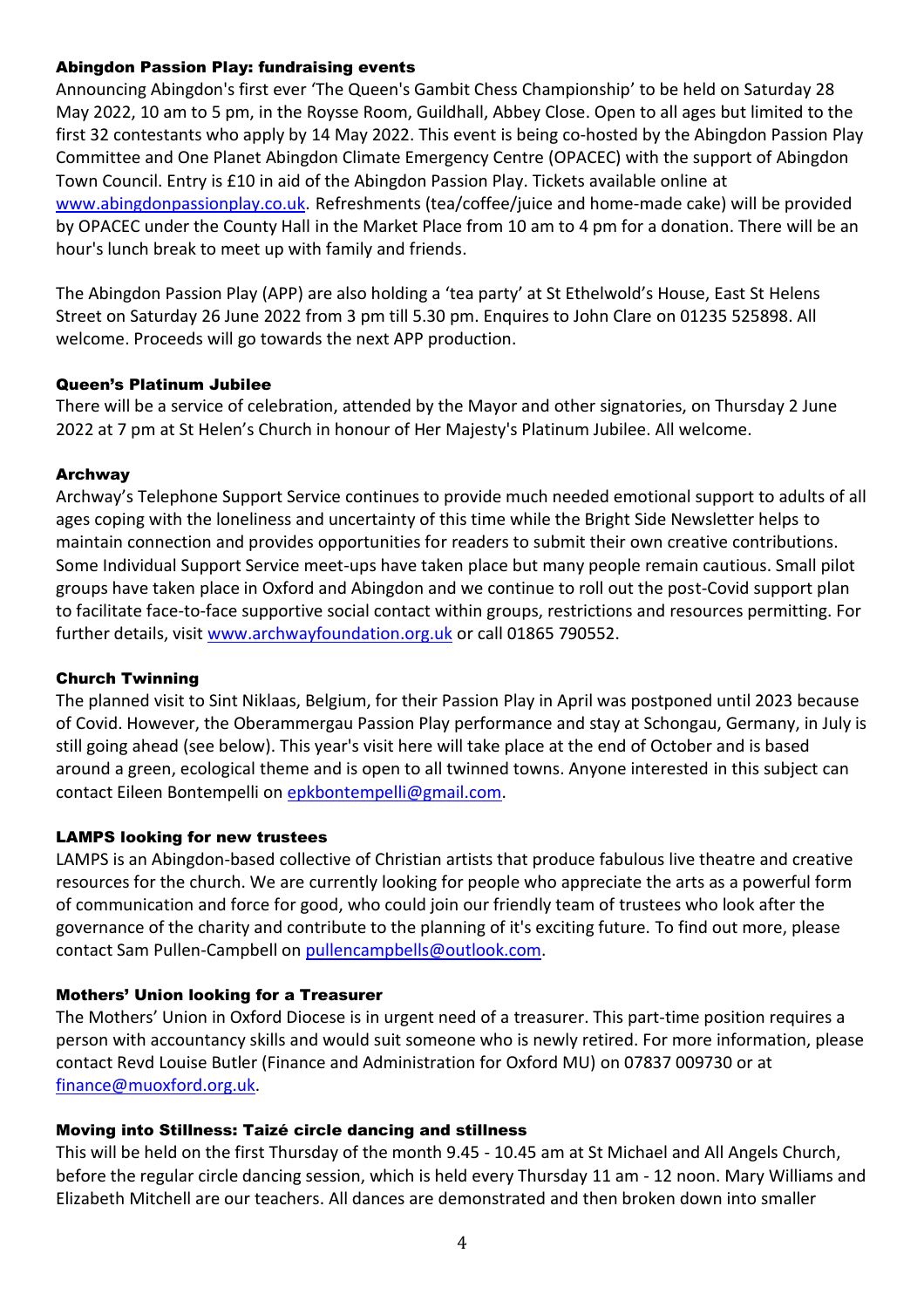### Abingdon Passion Play: fundraising events

Announcing Abingdon's first ever 'The Queen's Gambit Chess Championship' to be held on Saturday 28 May 2022, 10 am to 5 pm, in the Roysse Room, Guildhall, Abbey Close. Open to all ages but limited to the first 32 contestants who apply by 14 May 2022. This event is being co-hosted by the Abingdon Passion Play Committee and One Planet Abingdon Climate Emergency Centre (OPACEC) with the support of Abingdon Town Council. Entry is £10 in aid of the Abingdon Passion Play. Tickets available online at www.abingdonpassionplay.co.uk. Refreshments (tea/coffee/juice and home-made cake) will be provided by OPACEC under the County Hall in the Market Place from 10 am to 4 pm for a donation. There will be an hour's lunch break to meet up with family and friends.

The Abingdon Passion Play (APP) are also holding a 'tea party' at St Ethelwold's House, East St Helens Street on Saturday 26 June 2022 from 3 pm till 5.30 pm. Enquires to John Clare on 01235 525898. All welcome. Proceeds will go towards the next APP production.

### Queen's Platinum Jubilee

There will be a service of celebration, attended by the Mayor and other signatories, on Thursday 2 June 2022 at 7 pm at St Helen's Church in honour of Her Majesty's Platinum Jubilee. All welcome.

### Archway

Archway's Telephone Support Service continues to provide much needed emotional support to adults of all ages coping with the loneliness and uncertainty of this time while the Bright Side Newsletter helps to maintain connection and provides opportunities for readers to submit their own creative contributions. Some Individual Support Service meet-ups have taken place but many people remain cautious. Small pilot groups have taken place in Oxford and Abingdon and we continue to roll out the post-Covid support plan to facilitate face-to-face supportive social contact within groups, restrictions and resources permitting. For further details, visit www.archwayfoundation.org.uk or call 01865 790552.

### Church Twinning

The planned visit to Sint Niklaas, Belgium, for their Passion Play in April was postponed until 2023 because of Covid. However, the Oberammergau Passion Play performance and stay at Schongau, Germany, in July is still going ahead (see below). This year's visit here will take place at the end of October and is based around a green, ecological theme and is open to all twinned towns. Anyone interested in this subject can contact Eileen Bontempelli on epkbontempelli@gmail.com.

### LAMPS looking for new trustees

LAMPS is an Abingdon-based collective of Christian artists that produce fabulous live theatre and creative resources for the church. We are currently looking for people who appreciate the arts as a powerful form of communication and force for good, who could join our friendly team of trustees who look after the governance of the charity and contribute to the planning of it's exciting future. To find out more, please contact Sam Pullen-Campbell on pullencampbells@outlook.com.

### Mothers' Union looking for a Treasurer

The Mothers' Union in Oxford Diocese is in urgent need of a treasurer. This part-time position requires a person with accountancy skills and would suit someone who is newly retired. For more information, please contact Revd Louise Butler (Finance and Administration for Oxford MU) on 07837 009730 or at finance@muoxford.org.uk.

### Moving into Stillness: Taizé circle dancing and stillness

This will be held on the first Thursday of the month 9.45 - 10.45 am at St Michael and All Angels Church, before the regular circle dancing session, which is held every Thursday 11 am - 12 noon. Mary Williams and Elizabeth Mitchell are our teachers. All dances are demonstrated and then broken down into smaller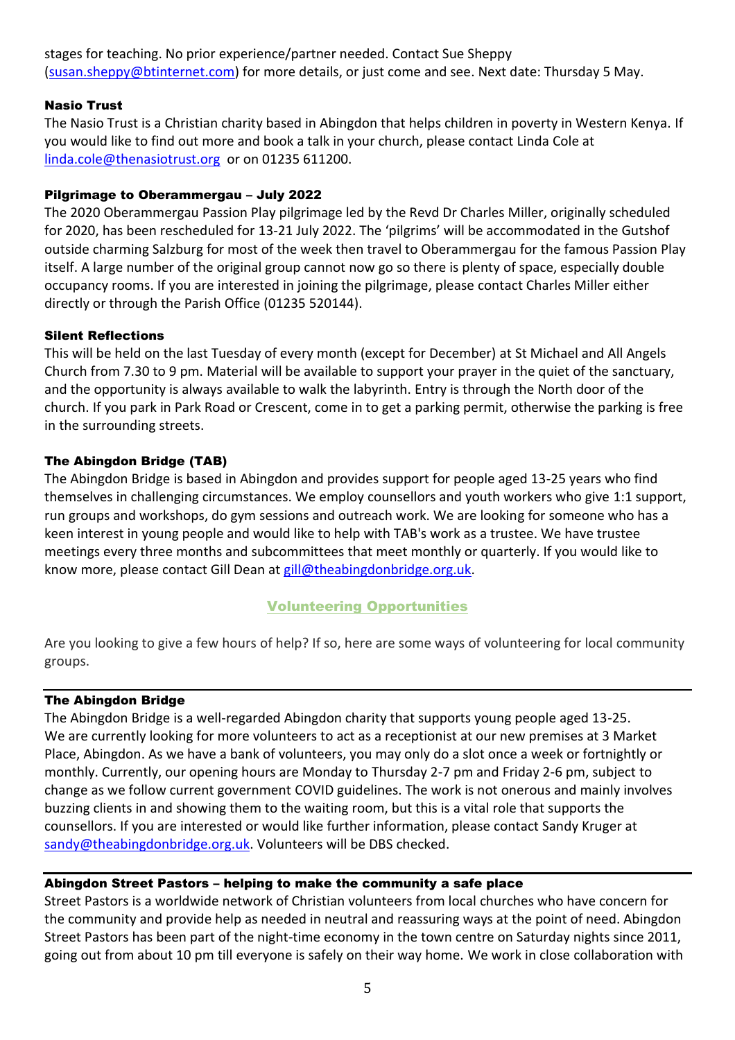stages for teaching. No prior experience/partner needed. Contact Sue Sheppy (susan.sheppy@btinternet.com) for more details, or just come and see. Next date: Thursday 5 May.

**Nasio Trust**

The Nasio Trust is a Christian charity based in Abingdon that helps children in poverty in Western Kenya. If you would like to find out more and book a talk in your church, please contact Linda Cole at linda.cole@thenasiotrust.org or on 01235 611200.

**Pilgrimage to Oberammergau – July 2022**

The 2020 Oberammergau Passion Play pilgrimage led by the Revd Dr Charles Miller, originally scheduled for 2020, has been rescheduled for 13-21 July 2022. The 'pilgrims' will be accommodated in the Gutshof outside charming Salzburg for most of the week then travel to Oberammergau for the famous Passion Play itself. A large number of the original group cannot now go so there is plenty of space, especially double occupancy rooms. If you are interested in joining the pilgrimage, please contact Charles Miller either directly or through the Parish Office (01235 520144).

**Silent Reflections**

This will be held on the last Tuesday of every month (except for December) at St Michael and All Angels Church from 7.30 to 9 pm. Material will be available to support your prayer in the quiet of the sanctuary, and the opportunity is always available to walk the labyrinth. Entry is through the North door of the church. If you park in Park Road or Crescent, come in to get a parking permit, otherwise the parking is free in the surrounding streets.

**The Abingdon Bridge (TAB)**

The Abingdon Bridge is based in Abingdon and provides support for people aged 13-25 years who find themselves in challenging circumstances. We employ counsellors and youth workers who give 1:1 support, run groups and workshops, do gym sessions and outreach work. We are looking for someone who has a keen interest in young people and would like to help with TAB's work as a trustee. We have trustee meetings every three months and subcommittees that meet monthly or quarterly. If you would like to know more, please contact Gill Dean at gill@theabingdonbridge.org.uk.

## Volunteering Opportunities

Are you looking to give a few hours of help? If so, here are some ways of volunteering for local community groups.

**The Abingdon Bridge**

The Abingdon Bridge is a well-regarded Abingdon charity that supports young people aged 13-25. We are currently looking for more volunteers to act as a receptionist at our new premises at 3 Market Place, Abingdon. As we have a bank of volunteers, you may only do a slot once a week or fortnightly or monthly. Currently, our opening hours are Monday to Thursday 2-7 pm and Friday 2-6 pm, subject to change as we follow current government COVID guidelines. The work is not onerous and mainly involves buzzing clients in and showing them to the waiting room, but this is a vital role that supports the counsellors. If you are interested or would like further information, please contact Sandy Kruger at sandy@theabingdonbridge.org.uk. Volunteers will be DBS checked.

**Abingdon Street Pastors – helping to make the community a safe place**

Street Pastors is a worldwide network of Christian volunteers from local churches who have concern for the community and provide help as needed in neutral and reassuring ways at the point of need. Abingdon Street Pastors has been part of the night-time economy in the town centre on Saturday nights since 2011, going out from about 10 pm till everyone is safely on their way home. We work in close collaboration with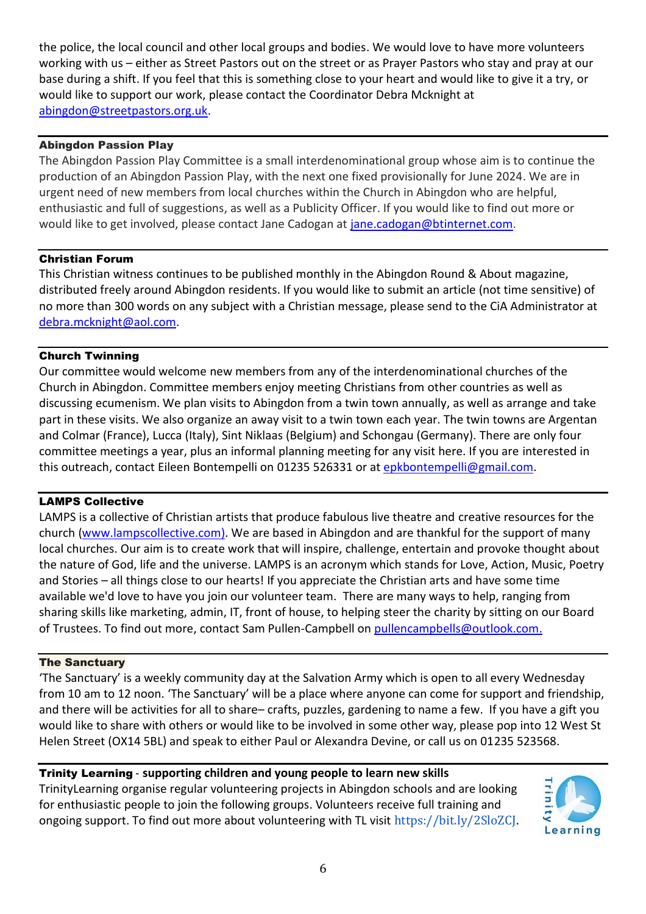the police, the local council and other local groups and bodies. We would love to have more volunteers working with us – either as Street Pastors out on the street or as Prayer Pastors who stay and pray at our base during a shift. If you feel that this is something close to your heart and would like to give it a try, or would like to support our work, please contact the Coordinator Debra Mcknight at abingdon@streetpastors.org.uk.

---

### Abingdon Passion Play

The Abingdon Passion Play Committee is a small interdenominational group whose aim is to continue the production of an Abingdon Passion Play, with the next one fixed provisionally for June 2024. We are in urgent need of new members from local churches within the Church in Abingdon who are helpful, enthusiastic and full of suggestions, as well as a Publicity Officer. If you would like to find out more or would like to get involved, please contact Jane Cadogan at jane.cadogan@btinternet.com.

---

### Christian Forum

This Christian witness continues to be published monthly in the Abingdon Round & About magazine, distributed freely around Abingdon residents. If you would like to submit an article (not time sensitive) of no more than 300 words on any subject with a Christian message, please send to the CiA Administrator at debra.mcknight@aol.com.

---

### Church Twinning

Our committee would welcome new members from any of the interdenominational churches of the Church in Abingdon. Committee members enjoy meeting Christians from other countries as well as discussing ecumenism. We plan visits to Abingdon from a twin town annually, as well as arrange and take part in these visits. We also organize an away visit to a twin town each year. The twin towns are Argentan and Colmar (France), Lucca (Italy), Sint Niklaas (Belgium) and Schongau (Germany). There are only four committee meetings a year, plus an informal planning meeting for any visit here. If you are interested in this outreach, contact Eileen Bontempelli on 01235 526331 or at epkbontempelli@gmail.com.

---

### LAMPS Collective

LAMPS is a collective of Christian artists that produce fabulous live theatre and creative resources for the church (www.lampscollective.com). We are based in Abingdon and are thankful for the support of many local churches. Our aim is to create work that will inspire, challenge, entertain and provoke thought about the nature of God, life and the universe. LAMPS is an acronym which stands for Love, Action, Music, Poetry and Stories – all things close to our hearts! If you appreciate the Christian arts and have some time available we'd love to have you join our volunteer team. There are many ways to help, ranging from sharing skills like marketing, admin, IT, front of house, to helping steer the charity by sitting on our Board of Trustees. To find out more, contact Sam Pullen-Campbell on pullencampbells@outlook.com.

---

### The Sanctuary

'The Sanctuary' is a weekly community day at the Salvation Army which is open to all every Wednesday from 10 am to 12 noon. 'The Sanctuary' will be a place where anyone can come for support and friendship, and there will be activities for all to share– crafts, puzzles, gardening to name a few. If you have a gift you would like to share with others or would like to be involved in some other way, please pop into 12 West St Helen Street (OX14 5BL) and speak to either Paul or Alexandra Devine, or call us on 01235 523568.

---

### Trinity Learning - supporting children and young people to learn new skills

TrinityLearning organise regular volunteering projects in Abingdon schools and are looking for enthusiastic people to join the following groups. Volunteers receive full training and ongoing support. To find out more about volunteering with TL visit https://bit.ly/2SloZCJ.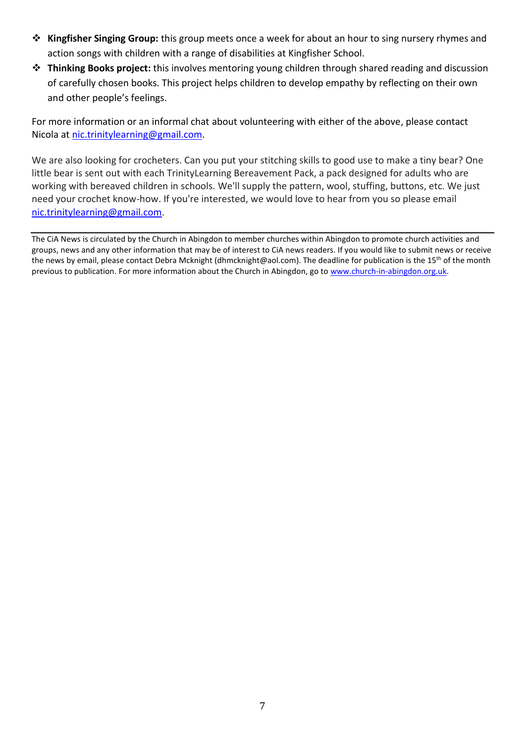- **Kingfisher Singing Group:** this group meets once a week for about an hour to sing nursery rhymes and action songs with children with a range of disabilities at Kingfisher School.
- **Thinking Books project:** this involves mentoring young children through shared reading and discussion of carefully chosen books. This project helps children to develop empathy by reflecting on their own and other people's feelings.

For more information or an informal chat about volunteering with either of the above, please contact Nicola at nic.trinitylearning@gmail.com.

We are also looking for crocheters. Can you put your stitching skills to good use to make a tiny bear? One little bear is sent out with each TrinityLearning Bereavement Pack, a pack designed for adults who are working with bereaved children in schools. We'll supply the pattern, wool, stuffing, buttons, etc. We just need your crochet know-how. If you're interested, we would love to hear from you so please email nic.trinitylearning@gmail.com.

---

The CiA News is circulated by the Church in Abingdon to member churches within Abingdon to promote church activities and groups, news and any other information that may be of interest to CiA news readers. If you would like to submit news or receive the news by email, please contact Debra Mcknight (dhmcknight@aol.com). The deadline for publication is the 15th of the month previous to publication. For more information about the Church in Abingdon, go to www.church-in-abingdon.org.uk.